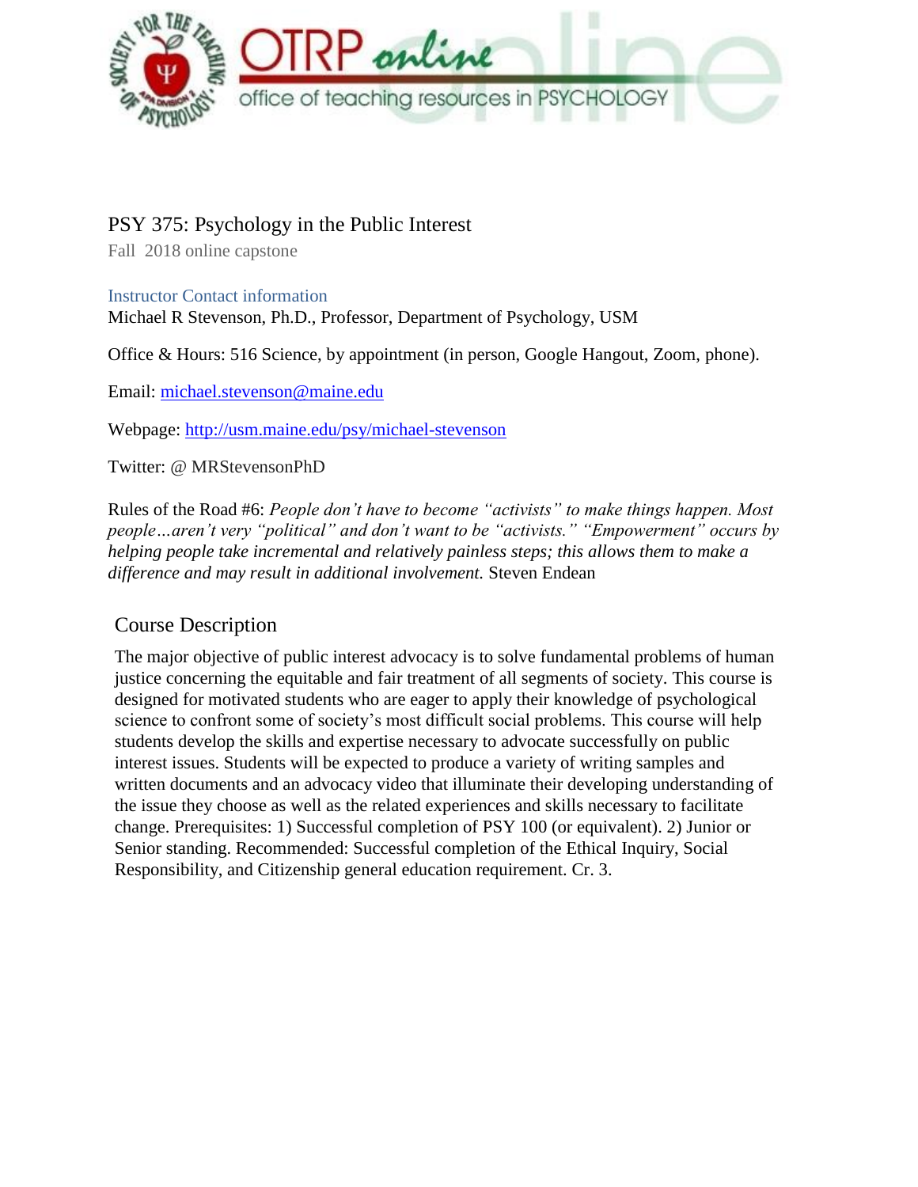# PSY 375: Psychology in the Public Interest

Fall 2018 online capstone

### Instructor Contact information

Michael R Stevenson, Ph.D., Professor, Department of Psychology, USM

Office & Hours: 516 Science, by appointment (in person, Google Hangout, Zoom, phone).

Email: michael.stevenson@maine.edu

Webpage: http://usm.maine.edu/psy/michael-stevenson

Twitter: @ MRStevensonPhD

Rules of the Road #6: *People don't have to become "activists" to make things happen. Most people…aren't very "political" and don't want to be "activists." "Empowerment" occurs by helping people take incremental and relatively painless steps; this allows them to make a difference and may result in additional involvement.* Steven Endean

## Course Description

The major objective of public interest advocacy is to solve fundamental problems of human justice concerning the equitable and fair treatment of all segments of society. This course is designed for motivated students who are eager to apply their knowledge of psychological science to confront some of society's most difficult social problems. This course will help students develop the skills and expertise necessary to advocate successfully on public interest issues. Students will be expected to produce a variety of writing samples and written documents and an advocacy video that illuminate their developing understanding of the issue they choose as well as the related experiences and skills necessary to facilitate change. Prerequisites: 1) Successful completion of PSY 100 (or equivalent). 2) Junior or Senior standing. Recommended: Successful completion of the Ethical Inquiry, Social Responsibility, and Citizenship general education requirement. Cr. 3.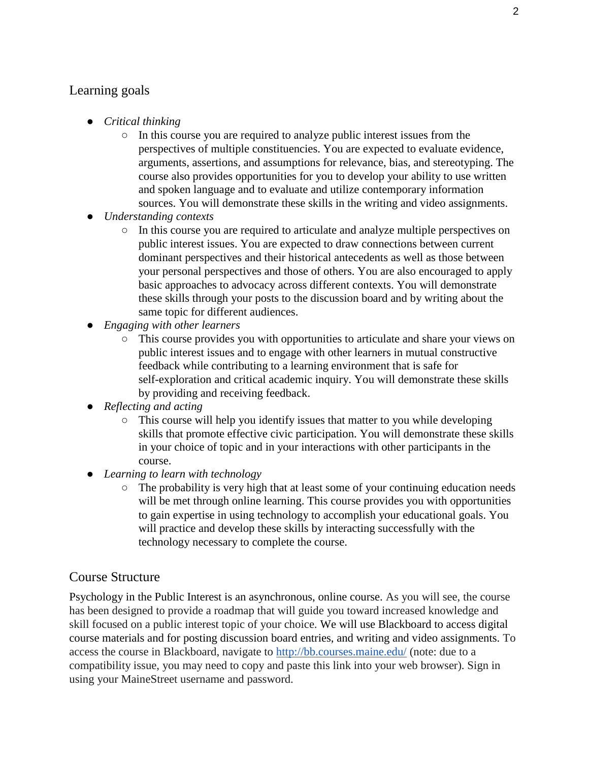## Learning goals

- *Critical thinking*
    - In this course you are required to analyze public interest issues from the perspectives of multiple constituencies. You are expected to evaluate evidence, arguments, assertions, and assumptions for relevance, bias, and stereotyping. The course also provides opportunities for you to develop your ability to use written and spoken language and to evaluate and utilize contemporary information sources. You will demonstrate these skills in the writing and video assignments.
- *Understanding contexts*
    - In this course you are required to articulate and analyze multiple perspectives on public interest issues. You are expected to draw connections between current dominant perspectives and their historical antecedents as well as those between your personal perspectives and those of others. You are also encouraged to apply basic approaches to advocacy across different contexts. You will demonstrate these skills through your posts to the discussion board and by writing about the same topic for different audiences.
- *Engaging with other learners*
    - This course provides you with opportunities to articulate and share your views on public interest issues and to engage with other learners in mutual constructive feedback while contributing to a learning environment that is safe for self-exploration and critical academic inquiry. You will demonstrate these skills by providing and receiving feedback.
- *Reflecting and acting*
    - This course will help you identify issues that matter to you while developing skills that promote effective civic participation. You will demonstrate these skills in your choice of topic and in your interactions with other participants in the course.
- *Learning to learn with technology*
    - The probability is very high that at least some of your continuing education needs will be met through online learning. This course provides you with opportunities to gain expertise in using technology to accomplish your educational goals. You will practice and develop these skills by interacting successfully with the technology necessary to complete the course.

## Course Structure

Psychology in the Public Interest is an asynchronous, online course. As you will see, the course has been designed to provide a roadmap that will guide you toward increased knowledge and skill focused on a public interest topic of your choice. We will use Blackboard to access digital course materials and for posting discussion board entries, and writing and video assignments. To access the course in Blackboard, navigate to [http://bb.courses.maine.edu/](http://bb.courses.maine.edu/) (note: due to a compatibility issue, you may need to copy and paste this link into your web browser). Sign in using your MaineStreet username and password.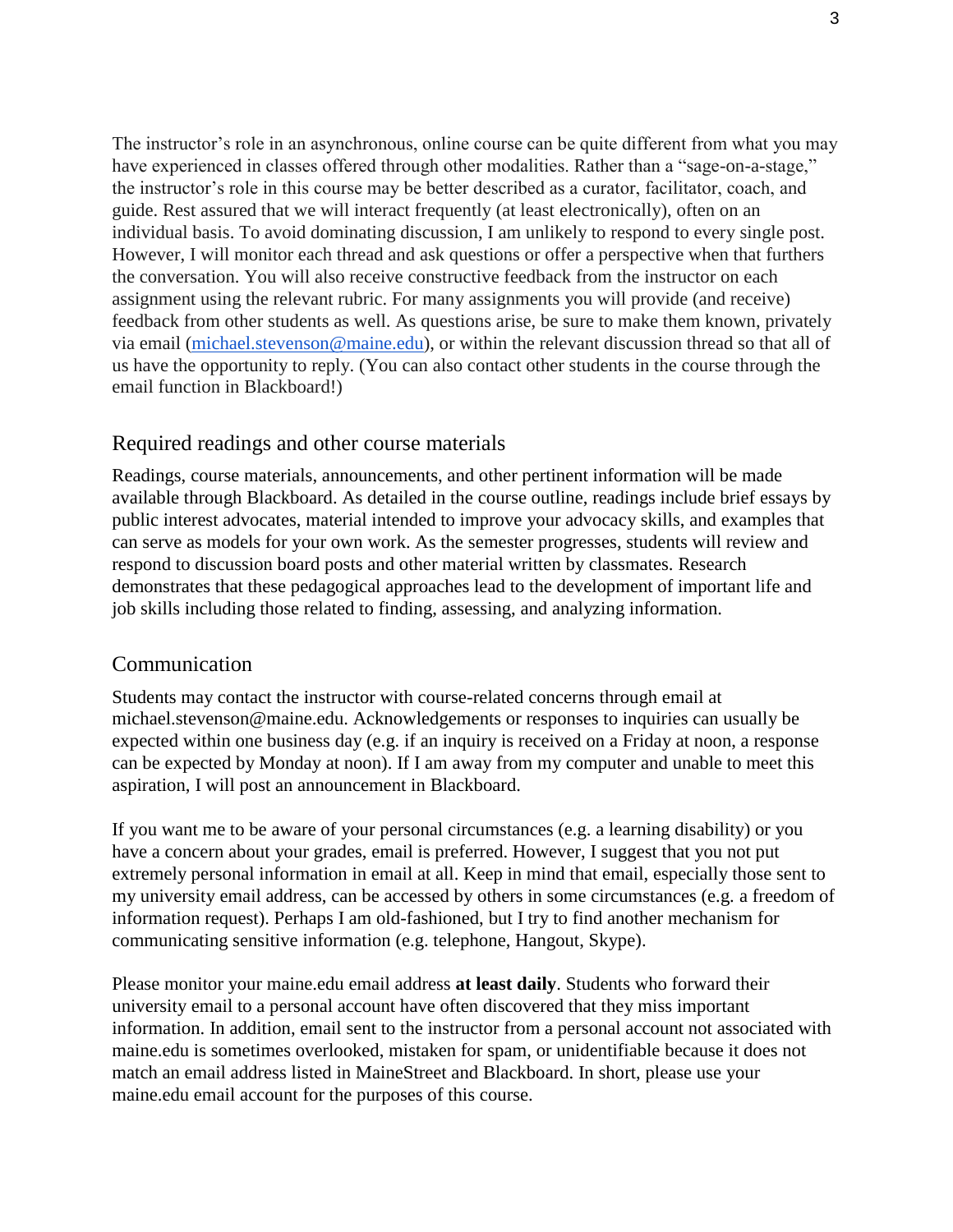The instructor's role in an asynchronous, online course can be quite different from what you may have experienced in classes offered through other modalities. Rather than a "sage-on-a-stage," the instructor's role in this course may be better described as a curator, facilitator, coach, and guide. Rest assured that we will interact frequently (at least electronically), often on an individual basis. To avoid dominating discussion, I am unlikely to respond to every single post. However, I will monitor each thread and ask questions or offer a perspective when that furthers the conversation. You will also receive constructive feedback from the instructor on each assignment using the relevant rubric. For many assignments you will provide (and receive) feedback from other students as well. As questions arise, be sure to make them known, privately via email (michael.stevenson@maine.edu), or within the relevant discussion thread so that all of us have the opportunity to reply. (You can also contact other students in the course through the email function in Blackboard!)

## Required readings and other course materials

Readings, course materials, announcements, and other pertinent information will be made available through Blackboard. As detailed in the course outline, readings include brief essays by public interest advocates, material intended to improve your advocacy skills, and examples that can serve as models for your own work. As the semester progresses, students will review and respond to discussion board posts and other material written by classmates. Research demonstrates that these pedagogical approaches lead to the development of important life and job skills including those related to finding, assessing, and analyzing information.

## Communication

Students may contact the instructor with course-related concerns through email at michael.stevenson@maine.edu. Acknowledgements or responses to inquiries can usually be expected within one business day (e.g. if an inquiry is received on a Friday at noon, a response can be expected by Monday at noon). If I am away from my computer and unable to meet this aspiration, I will post an announcement in Blackboard.

If you want me to be aware of your personal circumstances (e.g. a learning disability) or you have a concern about your grades, email is preferred. However, I suggest that you not put extremely personal information in email at all. Keep in mind that email, especially those sent to my university email address, can be accessed by others in some circumstances (e.g. a freedom of information request). Perhaps I am old-fashioned, but I try to find another mechanism for communicating sensitive information (e.g. telephone, Hangout, Skype).

Please monitor your maine.edu email address **at least daily**. Students who forward their university email to a personal account have often discovered that they miss important information. In addition, email sent to the instructor from a personal account not associated with maine.edu is sometimes overlooked, mistaken for spam, or unidentifiable because it does not match an email address listed in MaineStreet and Blackboard. In short, please use your maine.edu email account for the purposes of this course.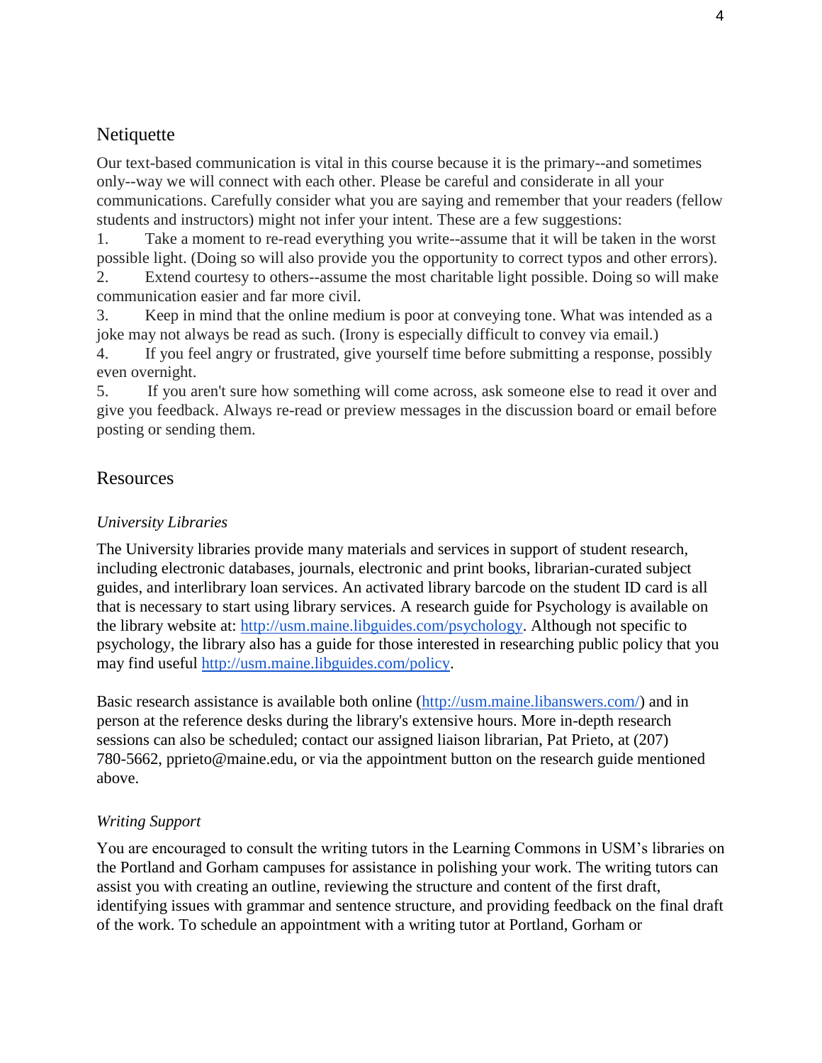## Netiquette

Our text-based communication is vital in this course because it is the primary--and sometimes only--way we will connect with each other. Please be careful and considerate in all your communications. Carefully consider what you are saying and remember that your readers (fellow students and instructors) might not infer your intent. These are a few suggestions:

1. Take a moment to re-read everything you write--assume that it will be taken in the worst possible light. (Doing so will also provide you the opportunity to correct typos and other errors).
2. Extend courtesy to others--assume the most charitable light possible. Doing so will make communication easier and far more civil.
3. Keep in mind that the online medium is poor at conveying tone. What was intended as a joke may not always be read as such. (Irony is especially difficult to convey via email.)
4. If you feel angry or frustrated, give yourself time before submitting a response, possibly even overnight.
5. If you aren't sure how something will come across, ask someone else to read it over and give you feedback. Always re-read or preview messages in the discussion board or email before posting or sending them.

## Resources

### *University Libraries*

The University libraries provide many materials and services in support of student research, including electronic databases, journals, electronic and print books, librarian-curated subject guides, and interlibrary loan services. An activated library barcode on the student ID card is all that is necessary to start using library services. A research guide for Psychology is available on the library website at: http://usm.maine.libguides.com/psychology. Although not specific to psychology, the library also has a guide for those interested in researching public policy that you may find useful http://usm.maine.libguides.com/policy.

Basic research assistance is available both online (http://usm.maine.libanswers.com/) and in person at the reference desks during the library's extensive hours. More in-depth research sessions can also be scheduled; contact our assigned liaison librarian, Pat Prieto, at (207) 780-5662, pprieto@maine.edu, or via the appointment button on the research guide mentioned above.

### *Writing Support*

You are encouraged to consult the writing tutors in the Learning Commons in USM's libraries on the Portland and Gorham campuses for assistance in polishing your work. The writing tutors can assist you with creating an outline, reviewing the structure and content of the first draft, identifying issues with grammar and sentence structure, and providing feedback on the final draft of the work. To schedule an appointment with a writing tutor at Portland, Gorham or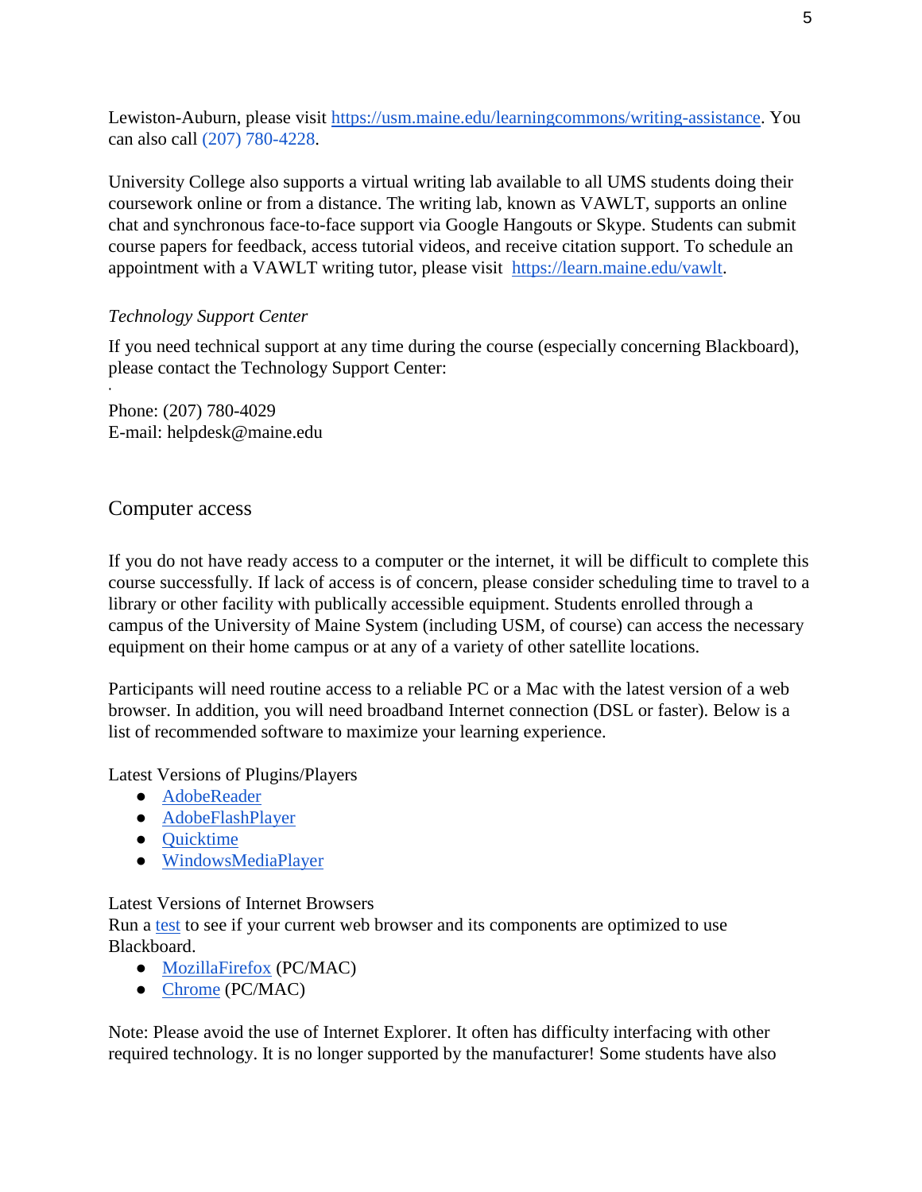Lewiston-Auburn, please visit https://usm.maine.edu/learningcommons/writing-assistance. You can also call (207) 780-4228.

University College also supports a virtual writing lab available to all UMS students doing their coursework online or from a distance. The writing lab, known as VAWLT, supports an online chat and synchronous face-to-face support via Google Hangouts or Skype. Students can submit course papers for feedback, access tutorial videos, and receive citation support. To schedule an appointment with a VAWLT writing tutor, please visit https://learn.maine.edu/vawlt.

*Technology Support Center*

If you need technical support at any time during the course (especially concerning Blackboard), please contact the Technology Support Center:

Phone: (207) 780-4029
E-mail: helpdesk@maine.edu

## Computer access

If you do not have ready access to a computer or the internet, it will be difficult to complete this course successfully. If lack of access is of concern, please consider scheduling time to travel to a library or other facility with publically accessible equipment. Students enrolled through a campus of the University of Maine System (including USM, of course) can access the necessary equipment on their home campus or at any of a variety of other satellite locations.

Participants will need routine access to a reliable PC or a Mac with the latest version of a web browser. In addition, you will need broadband Internet connection (DSL or faster). Below is a list of recommended software to maximize your learning experience.

Latest Versions of Plugins/Players

- AdobeReader
- AdobeFlashPlayer
- Quicktime
- WindowsMediaPlayer

Latest Versions of Internet Browsers
Run a test to see if your current web browser and its components are optimized to use Blackboard.

- MozillaFirefox (PC/MAC)
- Chrome (PC/MAC)

Note: Please avoid the use of Internet Explorer. It often has difficulty interfacing with other required technology. It is no longer supported by the manufacturer! Some students have also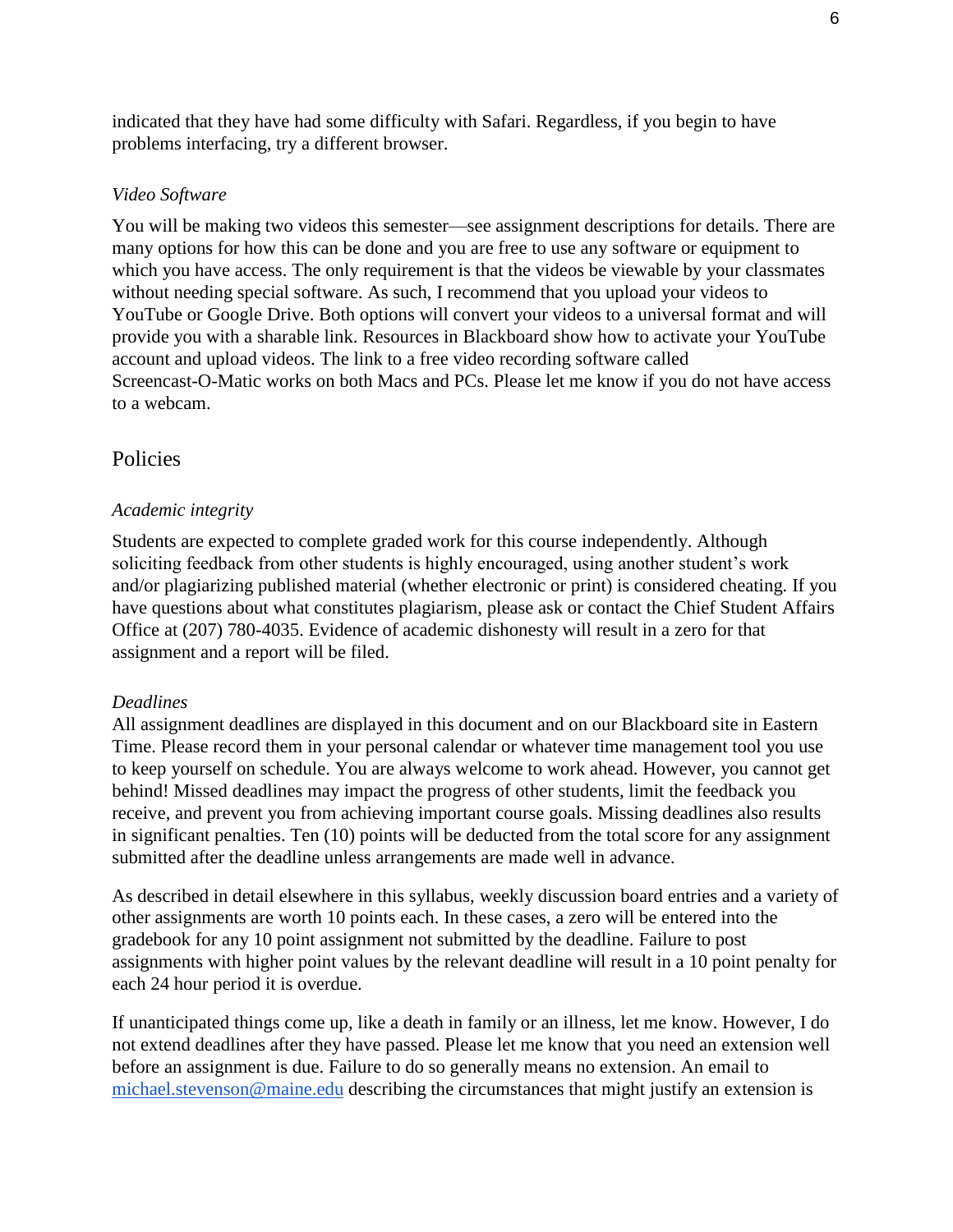indicated that they have had some difficulty with Safari. Regardless, if you begin to have problems interfacing, try a different browser.

### *Video Software*

You will be making two videos this semester—see assignment descriptions for details. There are many options for how this can be done and you are free to use any software or equipment to which you have access. The only requirement is that the videos be viewable by your classmates without needing special software. As such, I recommend that you upload your videos to YouTube or Google Drive. Both options will convert your videos to a universal format and will provide you with a sharable link. Resources in Blackboard show how to activate your YouTube account and upload videos. The link to a free video recording software called Screencast-O-Matic works on both Macs and PCs. Please let me know if you do not have access to a webcam.

## Policies

### *Academic integrity*

Students are expected to complete graded work for this course independently. Although soliciting feedback from other students is highly encouraged, using another student's work and/or plagiarizing published material (whether electronic or print) is considered cheating. If you have questions about what constitutes plagiarism, please ask or contact the Chief Student Affairs Office at (207) 780-4035. Evidence of academic dishonesty will result in a zero for that assignment and a report will be filed.

### *Deadlines*

All assignment deadlines are displayed in this document and on our Blackboard site in Eastern Time. Please record them in your personal calendar or whatever time management tool you use to keep yourself on schedule. You are always welcome to work ahead. However, you cannot get behind! Missed deadlines may impact the progress of other students, limit the feedback you receive, and prevent you from achieving important course goals. Missing deadlines also results in significant penalties. Ten (10) points will be deducted from the total score for any assignment submitted after the deadline unless arrangements are made well in advance.

As described in detail elsewhere in this syllabus, weekly discussion board entries and a variety of other assignments are worth 10 points each. In these cases, a zero will be entered into the gradebook for any 10 point assignment not submitted by the deadline. Failure to post assignments with higher point values by the relevant deadline will result in a 10 point penalty for each 24 hour period it is overdue.

If unanticipated things come up, like a death in family or an illness, let me know. However, I do not extend deadlines after they have passed. Please let me know that you need an extension well before an assignment is due. Failure to do so generally means no extension. An email to michael.stevenson@maine.edu describing the circumstances that might justify an extension is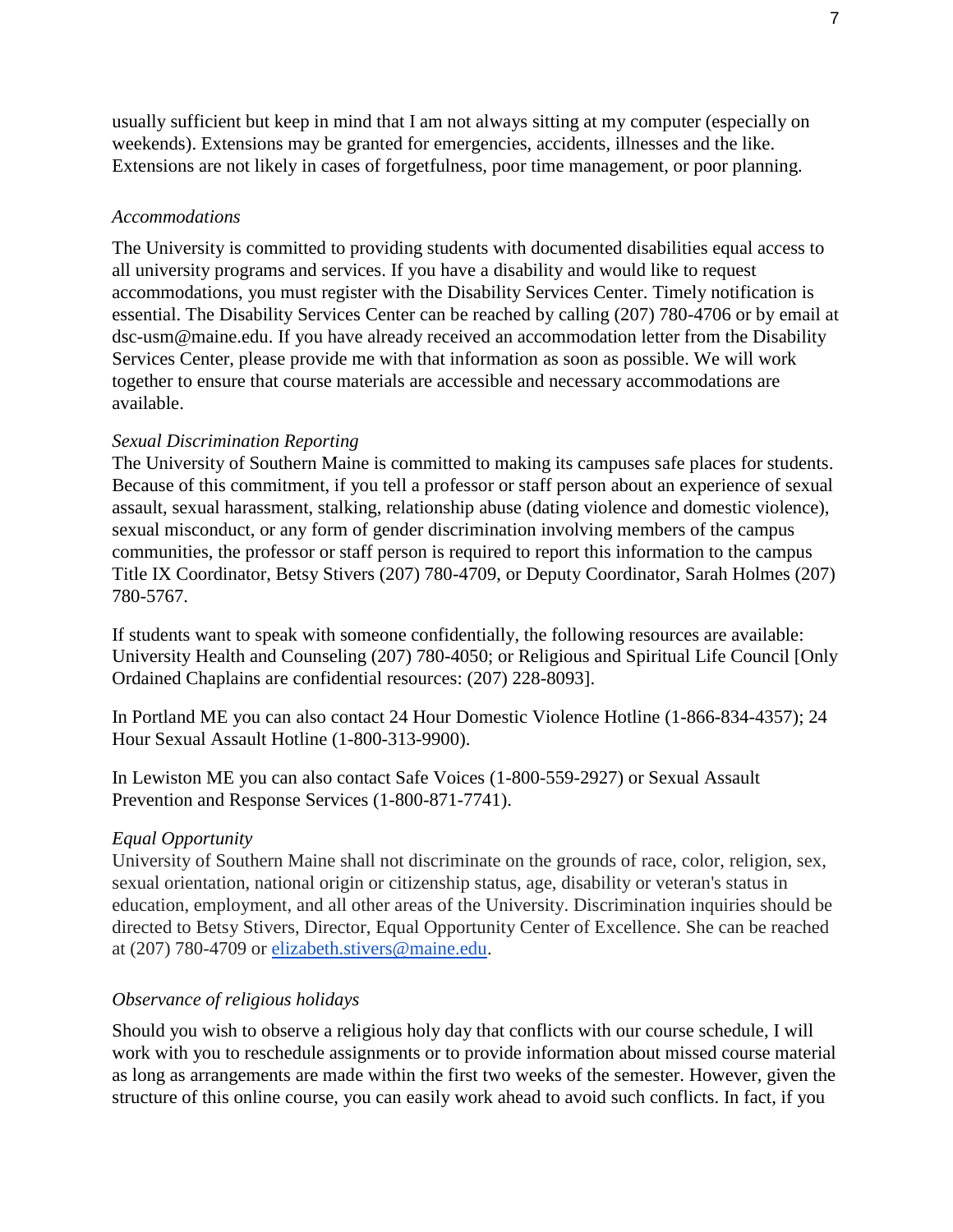usually sufficient but keep in mind that I am not always sitting at my computer (especially on weekends). Extensions may be granted for emergencies, accidents, illnesses and the like. Extensions are not likely in cases of forgetfulness, poor time management, or poor planning.

*Accommodations*

The University is committed to providing students with documented disabilities equal access to all university programs and services. If you have a disability and would like to request accommodations, you must register with the Disability Services Center. Timely notification is essential. The Disability Services Center can be reached by calling (207) 780-4706 or by email at dsc-usm@maine.edu. If you have already received an accommodation letter from the Disability Services Center, please provide me with that information as soon as possible. We will work together to ensure that course materials are accessible and necessary accommodations are available.

*Sexual Discrimination Reporting*

The University of Southern Maine is committed to making its campuses safe places for students. Because of this commitment, if you tell a professor or staff person about an experience of sexual assault, sexual harassment, stalking, relationship abuse (dating violence and domestic violence), sexual misconduct, or any form of gender discrimination involving members of the campus communities, the professor or staff person is required to report this information to the campus Title IX Coordinator, Betsy Stivers (207) 780-4709, or Deputy Coordinator, Sarah Holmes (207) 780-5767.

If students want to speak with someone confidentially, the following resources are available: University Health and Counseling (207) 780-4050; or Religious and Spiritual Life Council [Only Ordained Chaplains are confidential resources: (207) 228-8093].

In Portland ME you can also contact 24 Hour Domestic Violence Hotline (1-866-834-4357); 24 Hour Sexual Assault Hotline (1-800-313-9900).

In Lewiston ME you can also contact Safe Voices (1-800-559-2927) or Sexual Assault Prevention and Response Services (1-800-871-7741).

*Equal Opportunity*

University of Southern Maine shall not discriminate on the grounds of race, color, religion, sex, sexual orientation, national origin or citizenship status, age, disability or veteran's status in education, employment, and all other areas of the University. Discrimination inquiries should be directed to Betsy Stivers, Director, Equal Opportunity Center of Excellence. She can be reached at (207) 780-4709 or elizabeth.stivers@maine.edu.

*Observance of religious holidays*

Should you wish to observe a religious holy day that conflicts with our course schedule, I will work with you to reschedule assignments or to provide information about missed course material as long as arrangements are made within the first two weeks of the semester. However, given the structure of this online course, you can easily work ahead to avoid such conflicts. In fact, if you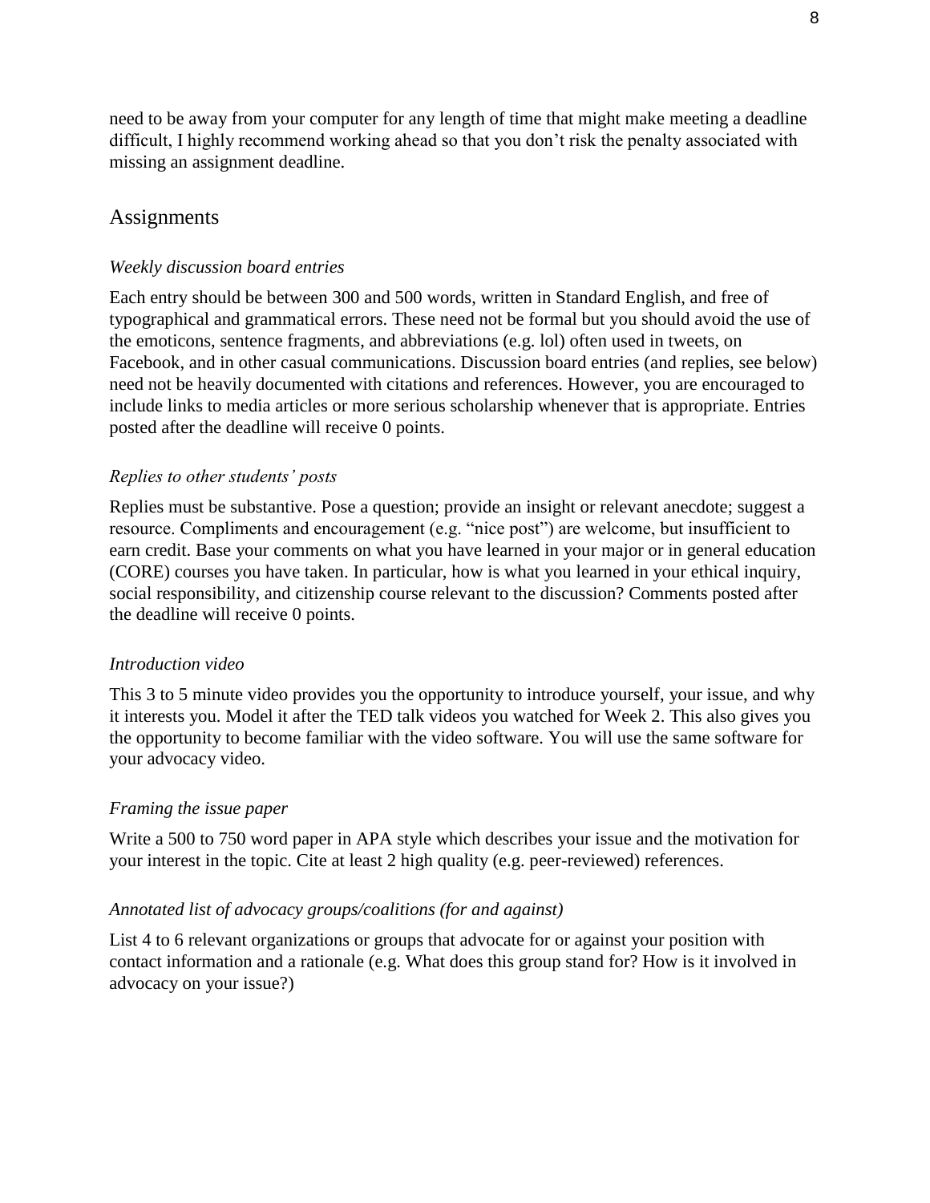need to be away from your computer for any length of time that might make meeting a deadline difficult, I highly recommend working ahead so that you don't risk the penalty associated with missing an assignment deadline.

## Assignments

### *Weekly discussion board entries*

Each entry should be between 300 and 500 words, written in Standard English, and free of typographical and grammatical errors. These need not be formal but you should avoid the use of the emoticons, sentence fragments, and abbreviations (e.g. lol) often used in tweets, on Facebook, and in other casual communications. Discussion board entries (and replies, see below) need not be heavily documented with citations and references. However, you are encouraged to include links to media articles or more serious scholarship whenever that is appropriate. Entries posted after the deadline will receive 0 points.

### *Replies to other students' posts*

Replies must be substantive. Pose a question; provide an insight or relevant anecdote; suggest a resource. Compliments and encouragement (e.g. "nice post") are welcome, but insufficient to earn credit. Base your comments on what you have learned in your major or in general education (CORE) courses you have taken. In particular, how is what you learned in your ethical inquiry, social responsibility, and citizenship course relevant to the discussion? Comments posted after the deadline will receive 0 points.

### *Introduction video*

This 3 to 5 minute video provides you the opportunity to introduce yourself, your issue, and why it interests you. Model it after the TED talk videos you watched for Week 2. This also gives you the opportunity to become familiar with the video software. You will use the same software for your advocacy video.

### *Framing the issue paper*

Write a 500 to 750 word paper in APA style which describes your issue and the motivation for your interest in the topic. Cite at least 2 high quality (e.g. peer-reviewed) references.

### *Annotated list of advocacy groups/coalitions (for and against)*

List 4 to 6 relevant organizations or groups that advocate for or against your position with contact information and a rationale (e.g. What does this group stand for? How is it involved in advocacy on your issue?)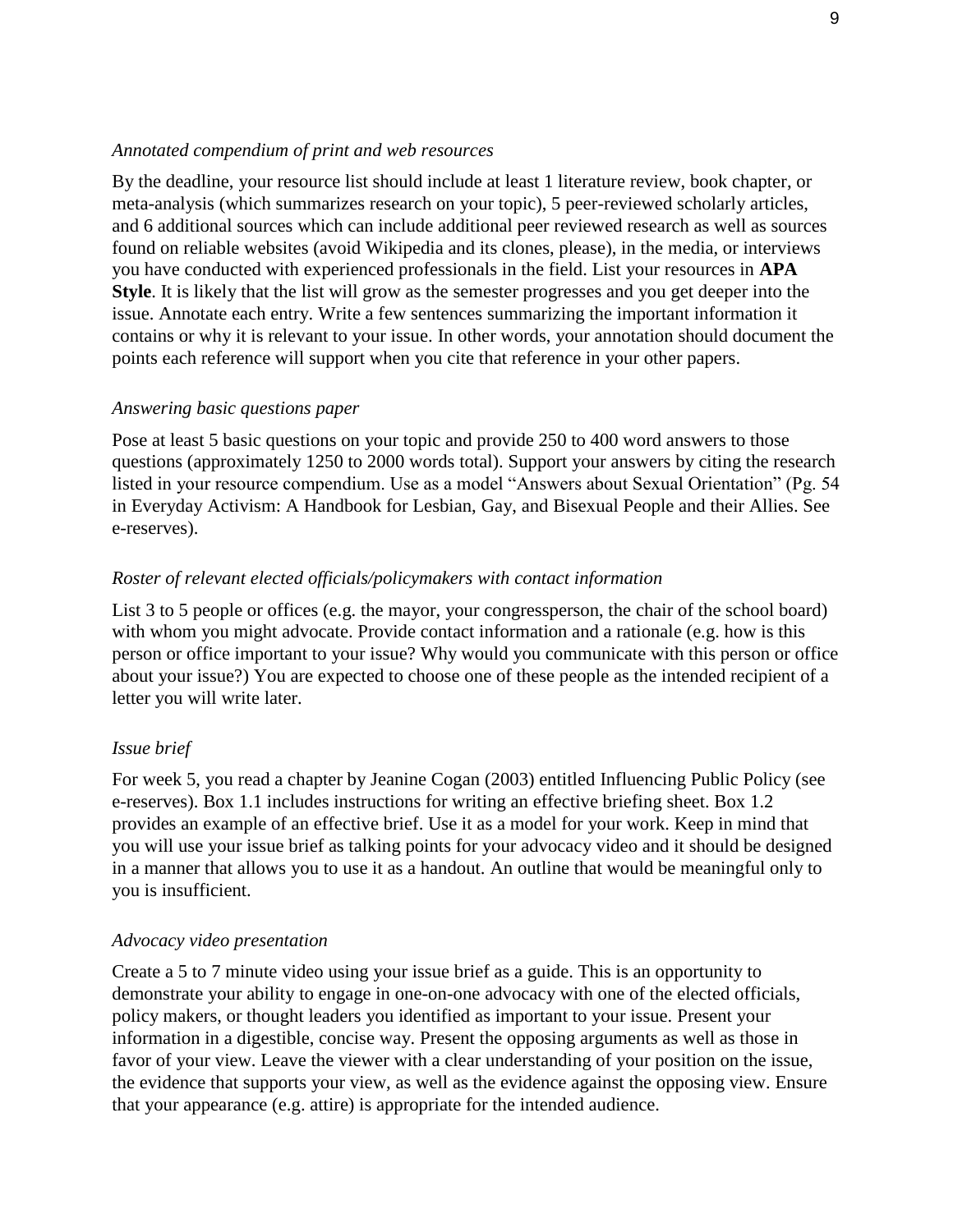*Annotated compendium of print and web resources*

By the deadline, your resource list should include at least 1 literature review, book chapter, or meta-analysis (which summarizes research on your topic), 5 peer-reviewed scholarly articles, and 6 additional sources which can include additional peer reviewed research as well as sources found on reliable websites (avoid Wikipedia and its clones, please), in the media, or interviews you have conducted with experienced professionals in the field. List your resources in **APA Style**. It is likely that the list will grow as the semester progresses and you get deeper into the issue. Annotate each entry. Write a few sentences summarizing the important information it contains or why it is relevant to your issue. In other words, your annotation should document the points each reference will support when you cite that reference in your other papers.

*Answering basic questions paper*

Pose at least 5 basic questions on your topic and provide 250 to 400 word answers to those questions (approximately 1250 to 2000 words total). Support your answers by citing the research listed in your resource compendium. Use as a model "Answers about Sexual Orientation" (Pg. 54 in Everyday Activism: A Handbook for Lesbian, Gay, and Bisexual People and their Allies. See e-reserves).

*Roster of relevant elected officials/policymakers with contact information*

List 3 to 5 people or offices (e.g. the mayor, your congressperson, the chair of the school board) with whom you might advocate. Provide contact information and a rationale (e.g. how is this person or office important to your issue? Why would you communicate with this person or office about your issue?) You are expected to choose one of these people as the intended recipient of a letter you will write later.

*Issue brief*

For week 5, you read a chapter by Jeanine Cogan (2003) entitled Influencing Public Policy (see e-reserves). Box 1.1 includes instructions for writing an effective briefing sheet. Box 1.2 provides an example of an effective brief. Use it as a model for your work. Keep in mind that you will use your issue brief as talking points for your advocacy video and it should be designed in a manner that allows you to use it as a handout. An outline that would be meaningful only to you is insufficient.

*Advocacy video presentation*

Create a 5 to 7 minute video using your issue brief as a guide. This is an opportunity to demonstrate your ability to engage in one-on-one advocacy with one of the elected officials, policy makers, or thought leaders you identified as important to your issue. Present your information in a digestible, concise way. Present the opposing arguments as well as those in favor of your view. Leave the viewer with a clear understanding of your position on the issue, the evidence that supports your view, as well as the evidence against the opposing view. Ensure that your appearance (e.g. attire) is appropriate for the intended audience.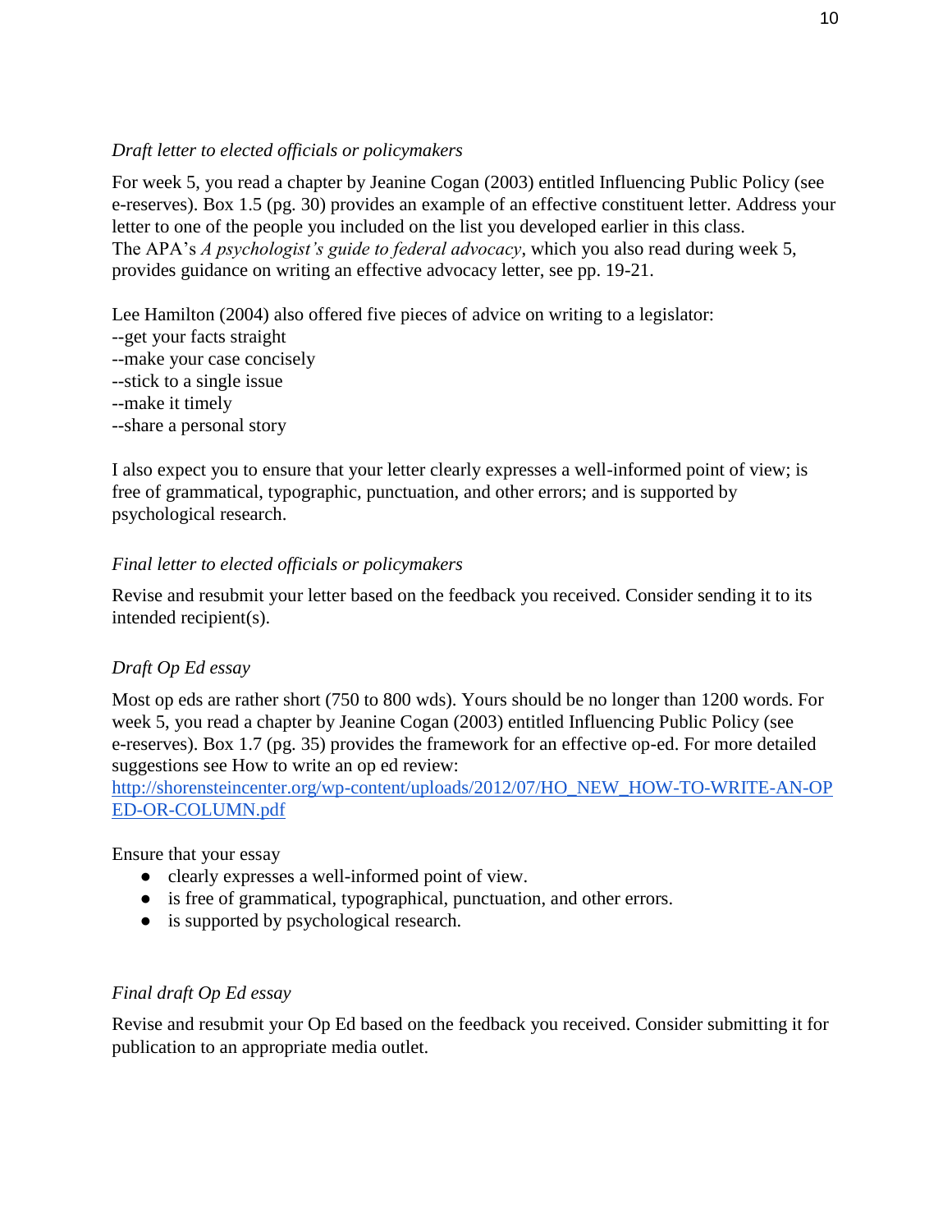*Draft letter to elected officials or policymakers*

For week 5, you read a chapter by Jeanine Cogan (2003) entitled Influencing Public Policy (see e-reserves). Box 1.5 (pg. 30) provides an example of an effective constituent letter. Address your letter to one of the people you included on the list you developed earlier in this class. The APA's *A psychologist's guide to federal advocacy*, which you also read during week 5, provides guidance on writing an effective advocacy letter, see pp. 19-21.

Lee Hamilton (2004) also offered five pieces of advice on writing to a legislator:
--get your facts straight
--make your case concisely
--stick to a single issue
--make it timely
--share a personal story

I also expect you to ensure that your letter clearly expresses a well-informed point of view; is free of grammatical, typographic, punctuation, and other errors; and is supported by psychological research.

*Final letter to elected officials or policymakers*

Revise and resubmit your letter based on the feedback you received. Consider sending it to its intended recipient(s).

*Draft Op Ed essay*

Most op eds are rather short (750 to 800 wds). Yours should be no longer than 1200 words. For week 5, you read a chapter by Jeanine Cogan (2003) entitled Influencing Public Policy (see e-reserves). Box 1.7 (pg. 35) provides the framework for an effective op-ed. For more detailed suggestions see How to write an op ed review: [http://shorensteincenter.org/wp-content/uploads/2012/07/HO_NEW_HOW-TO-WRITE-AN-OPED-OR-COLUMN.pdf](http://shorensteincenter.org/wp-content/uploads/2012/07/HO_NEW_HOW-TO-WRITE-AN-OPED-OR-COLUMN.pdf)

Ensure that your essay

- clearly expresses a well-informed point of view.
- is free of grammatical, typographical, punctuation, and other errors.
- is supported by psychological research.

*Final draft Op Ed essay*

Revise and resubmit your Op Ed based on the feedback you received. Consider submitting it for publication to an appropriate media outlet.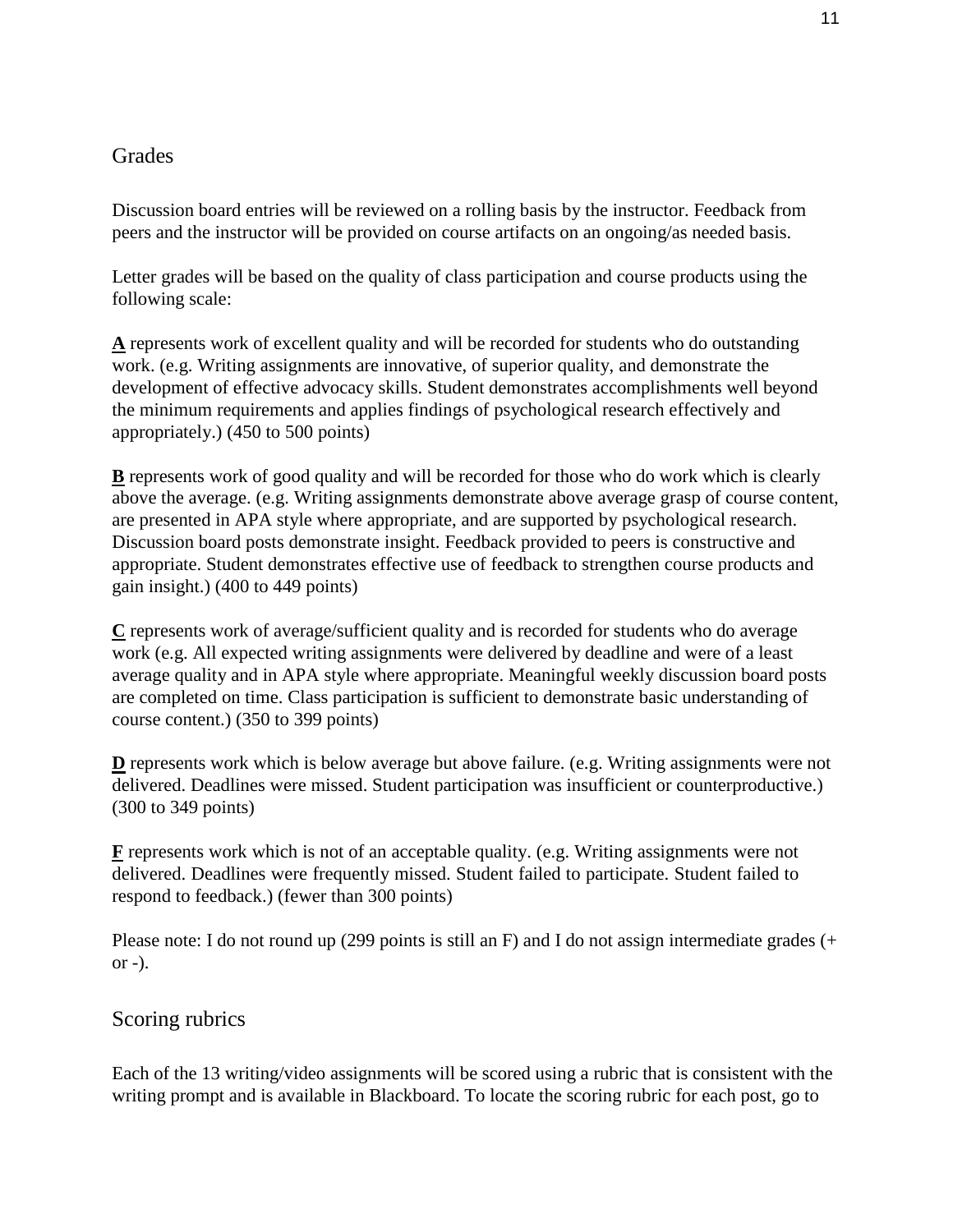## Grades

Discussion board entries will be reviewed on a rolling basis by the instructor. Feedback from peers and the instructor will be provided on course artifacts on an ongoing/as needed basis.

Letter grades will be based on the quality of class participation and course products using the following scale:

**A** represents work of excellent quality and will be recorded for students who do outstanding work. (e.g. Writing assignments are innovative, of superior quality, and demonstrate the development of effective advocacy skills. Student demonstrates accomplishments well beyond the minimum requirements and applies findings of psychological research effectively and appropriately.) (450 to 500 points)

**B** represents work of good quality and will be recorded for those who do work which is clearly above the average. (e.g. Writing assignments demonstrate above average grasp of course content, are presented in APA style where appropriate, and are supported by psychological research. Discussion board posts demonstrate insight. Feedback provided to peers is constructive and appropriate. Student demonstrates effective use of feedback to strengthen course products and gain insight.) (400 to 449 points)

**C** represents work of average/sufficient quality and is recorded for students who do average work (e.g. All expected writing assignments were delivered by deadline and were of a least average quality and in APA style where appropriate. Meaningful weekly discussion board posts are completed on time. Class participation is sufficient to demonstrate basic understanding of course content.) (350 to 399 points)

**D** represents work which is below average but above failure. (e.g. Writing assignments were not delivered. Deadlines were missed. Student participation was insufficient or counterproductive.) (300 to 349 points)

**F** represents work which is not of an acceptable quality. (e.g. Writing assignments were not delivered. Deadlines were frequently missed. Student failed to participate. Student failed to respond to feedback.) (fewer than 300 points)

Please note: I do not round up (299 points is still an F) and I do not assign intermediate grades (+ or -).

## Scoring rubrics

Each of the 13 writing/video assignments will be scored using a rubric that is consistent with the writing prompt and is available in Blackboard. To locate the scoring rubric for each post, go to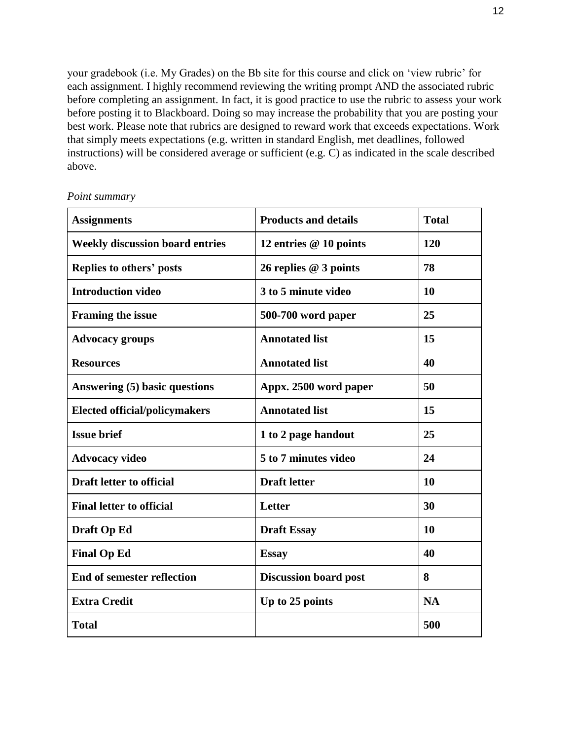your gradebook (i.e. My Grades) on the Bb site for this course and click on 'view rubric' for each assignment. I highly recommend reviewing the writing prompt AND the associated rubric before completing an assignment. In fact, it is good practice to use the rubric to assess your work before posting it to Blackboard. Doing so may increase the probability that you are posting your best work. Please note that rubrics are designed to reward work that exceeds expectations. Work that simply meets expectations (e.g. written in standard English, met deadlines, followed instructions) will be considered average or sufficient (e.g. C) as indicated in the scale described above.

*Point summary*

| **Assignments** | **Products and details** | **Total** |
|---|---|---|
| **Weekly discussion board entries** | **12 entries @ 10 points** | **120** |
| **Replies to others' posts** | **26 replies @ 3 points** | **78** |
| **Introduction video** | **3 to 5 minute video** | **10** |
| **Framing the issue** | **500-700 word paper** | **25** |
| **Advocacy groups** | **Annotated list** | **15** |
| **Resources** | **Annotated list** | **40** |
| **Answering (5) basic questions** | **Appx. 2500 word paper** | **50** |
| **Elected official/policymakers** | **Annotated list** | **15** |
| **Issue brief** | **1 to 2 page handout** | **25** |
| **Advocacy video** | **5 to 7 minutes video** | **24** |
| **Draft letter to official** | **Draft letter** | **10** |
| **Final letter to official** | **Letter** | **30** |
| **Draft Op Ed** | **Draft Essay** | **10** |
| **Final Op Ed** | **Essay** | **40** |
| **End of semester reflection** | **Discussion board post** | **8** |
| **Extra Credit** | **Up to 25 points** | **NA** |
| **Total** | | **500** |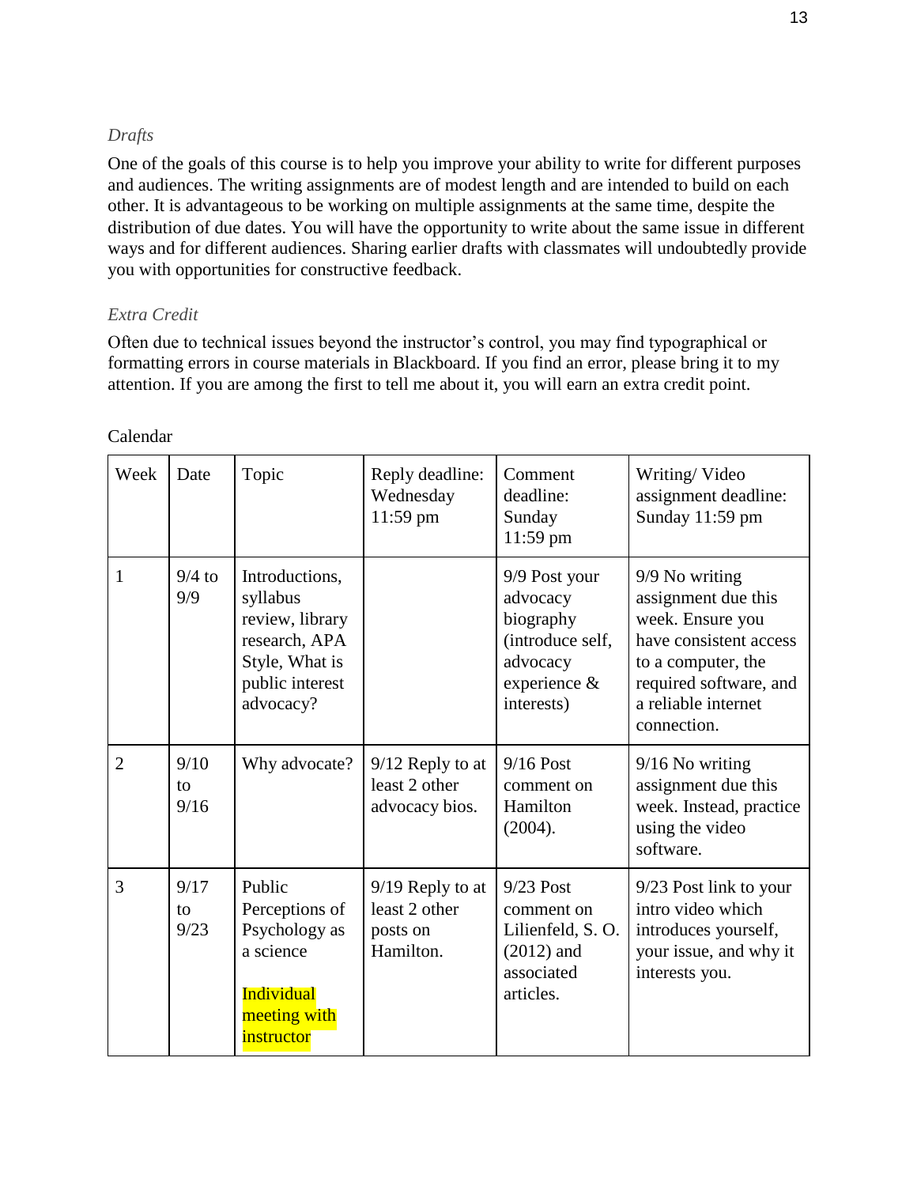*Drafts*

One of the goals of this course is to help you improve your ability to write for different purposes and audiences. The writing assignments are of modest length and are intended to build on each other. It is advantageous to be working on multiple assignments at the same time, despite the distribution of due dates. You will have the opportunity to write about the same issue in different ways and for different audiences. Sharing earlier drafts with classmates will undoubtedly provide you with opportunities for constructive feedback.

*Extra Credit*

Often due to technical issues beyond the instructor's control, you may find typographical or formatting errors in course materials in Blackboard. If you find an error, please bring it to my attention. If you are among the first to tell me about it, you will earn an extra credit point.

Calendar

| Week | Date | Topic | Reply deadline: Wednesday 11:59 pm | Comment deadline: Sunday 11:59 pm | Writing/ Video assignment deadline: Sunday 11:59 pm |
|---|---|---|---|---|---|
| 1 | 9/4 to 9/9 | Introductions, syllabus review, library research, APA Style, What is public interest advocacy? | | 9/9 Post your advocacy biography (introduce self, advocacy experience & interests) | 9/9 No writing assignment due this week. Ensure you have consistent access to a computer, the required software, and a reliable internet connection. |
| 2 | 9/10 to 9/16 | Why advocate? | 9/12 Reply to at least 2 other advocacy bios. | 9/16 Post comment on Hamilton (2004). | 9/16 No writing assignment due this week. Instead, practice using the video software. |
| 3 | 9/17 to 9/23 | Public Perceptions of Psychology as a science<br><br>Individual meeting with instructor | 9/19 Reply to at least 2 other posts on Hamilton. | 9/23 Post comment on Lilienfeld, S. O. (2012) and associated articles. | 9/23 Post link to your intro video which introduces yourself, your issue, and why it interests you. |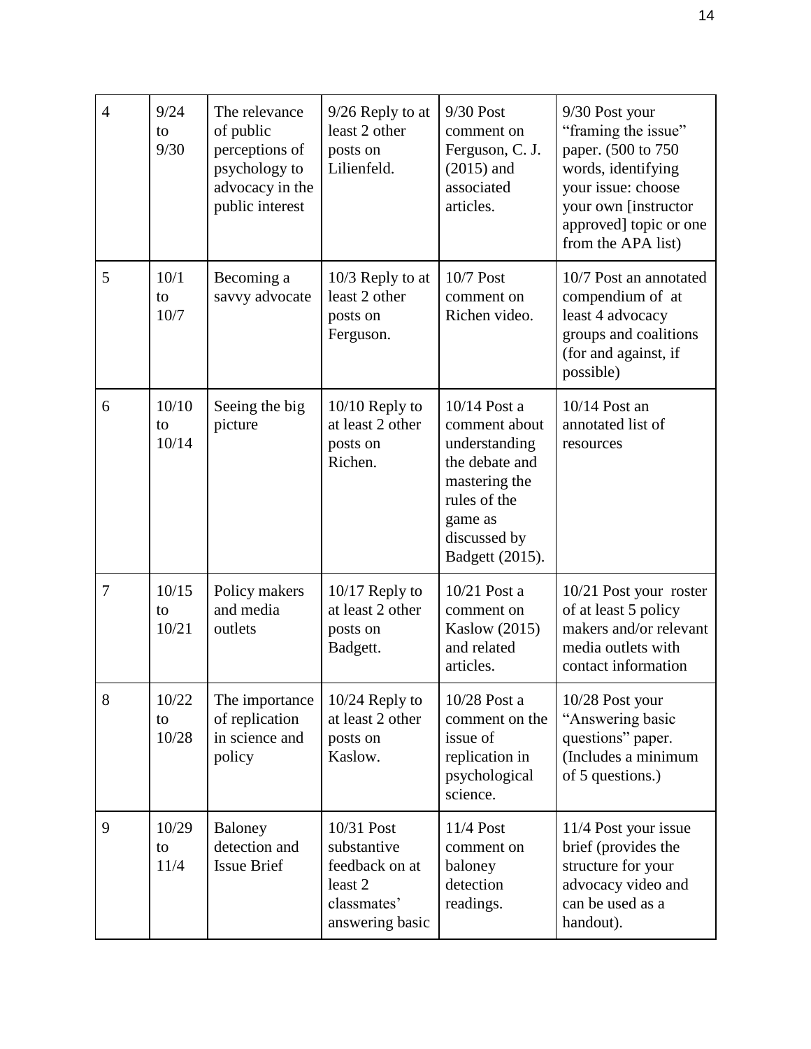| 4 | 9/24 to 9/30 | The relevance of public perceptions of psychology to advocacy in the public interest | 9/26 Reply to at least 2 other posts on Lilienfeld. | 9/30 Post comment on Ferguson, C. J. (2015) and associated articles. | 9/30 Post your "framing the issue" paper. (500 to 750 words, identifying your issue: choose your own [instructor approved] topic or one from the APA list) |
|---|---|---|---|---|---|
| 5 | 10/1 to 10/7 | Becoming a savvy advocate | 10/3 Reply to at least 2 other posts on Ferguson. | 10/7 Post comment on Richen video. | 10/7 Post an annotated compendium of at least 4 advocacy groups and coalitions (for and against, if possible) |
| 6 | 10/10 to 10/14 | Seeing the big picture | 10/10 Reply to at least 2 other posts on Richen. | 10/14 Post a comment about understanding the debate and mastering the rules of the game as discussed by Badgett (2015). | 10/14 Post an annotated list of resources |
| 7 | 10/15 to 10/21 | Policy makers and media outlets | 10/17 Reply to at least 2 other posts on Badgett. | 10/21 Post a comment on Kaslow (2015) and related articles. | 10/21 Post your roster of at least 5 policy makers and/or relevant media outlets with contact information |
| 8 | 10/22 to 10/28 | The importance of replication in science and policy | 10/24 Reply to at least 2 other posts on Kaslow. | 10/28 Post a comment on the issue of replication in psychological science. | 10/28 Post your "Answering basic questions" paper. (Includes a minimum of 5 questions.) |
| 9 | 10/29 to 11/4 | Baloney detection and Issue Brief | 10/31 Post substantive feedback on at least 2 classmates' answering basic | 11/4 Post comment on baloney detection readings. | 11/4 Post your issue brief (provides the structure for your advocacy video and can be used as a handout). |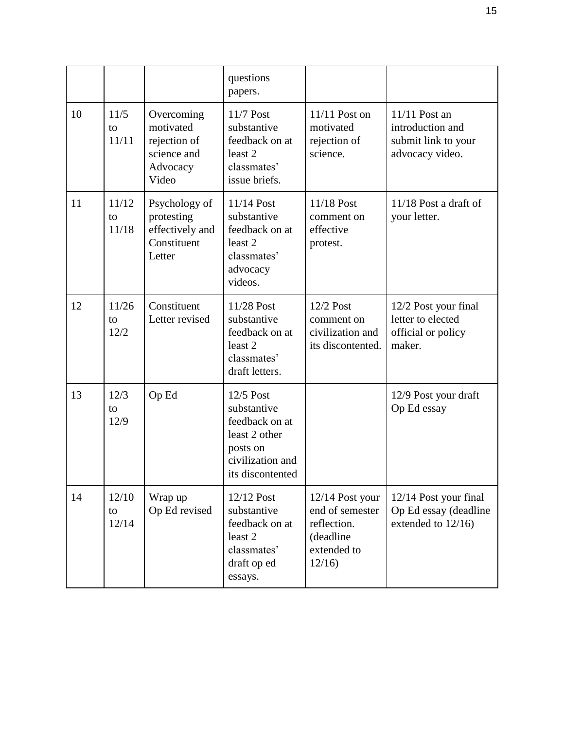| | | | questions papers. | | |
|---|---|---|---|---|---|
| 10 | 11/5 to 11/11 | Overcoming motivated rejection of science and Advocacy Video | 11/7 Post substantive feedback on at least 2 classmates' issue briefs. | 11/11 Post on motivated rejection of science. | 11/11 Post an introduction and submit link to your advocacy video. |
| 11 | 11/12 to 11/18 | Psychology of protesting effectively and Constituent Letter | 11/14 Post substantive feedback on at least 2 classmates' advocacy videos. | 11/18 Post comment on effective protest. | 11/18 Post a draft of your letter. |
| 12 | 11/26 to 12/2 | Constituent Letter revised | 11/28 Post substantive feedback on at least 2 classmates' draft letters. | 12/2 Post comment on civilization and its discontented. | 12/2 Post your final letter to elected official or policy maker. |
| 13 | 12/3 to 12/9 | Op Ed | 12/5 Post substantive feedback on at least 2 other posts on civilization and its discontented | | 12/9 Post your draft Op Ed essay |
| 14 | 12/10 to 12/14 | Wrap up Op Ed revised | 12/12 Post substantive feedback on at least 2 classmates' draft op ed essays. | 12/14 Post your end of semester reflection. (deadline extended to 12/16) | 12/14 Post your final Op Ed essay (deadline extended to 12/16) |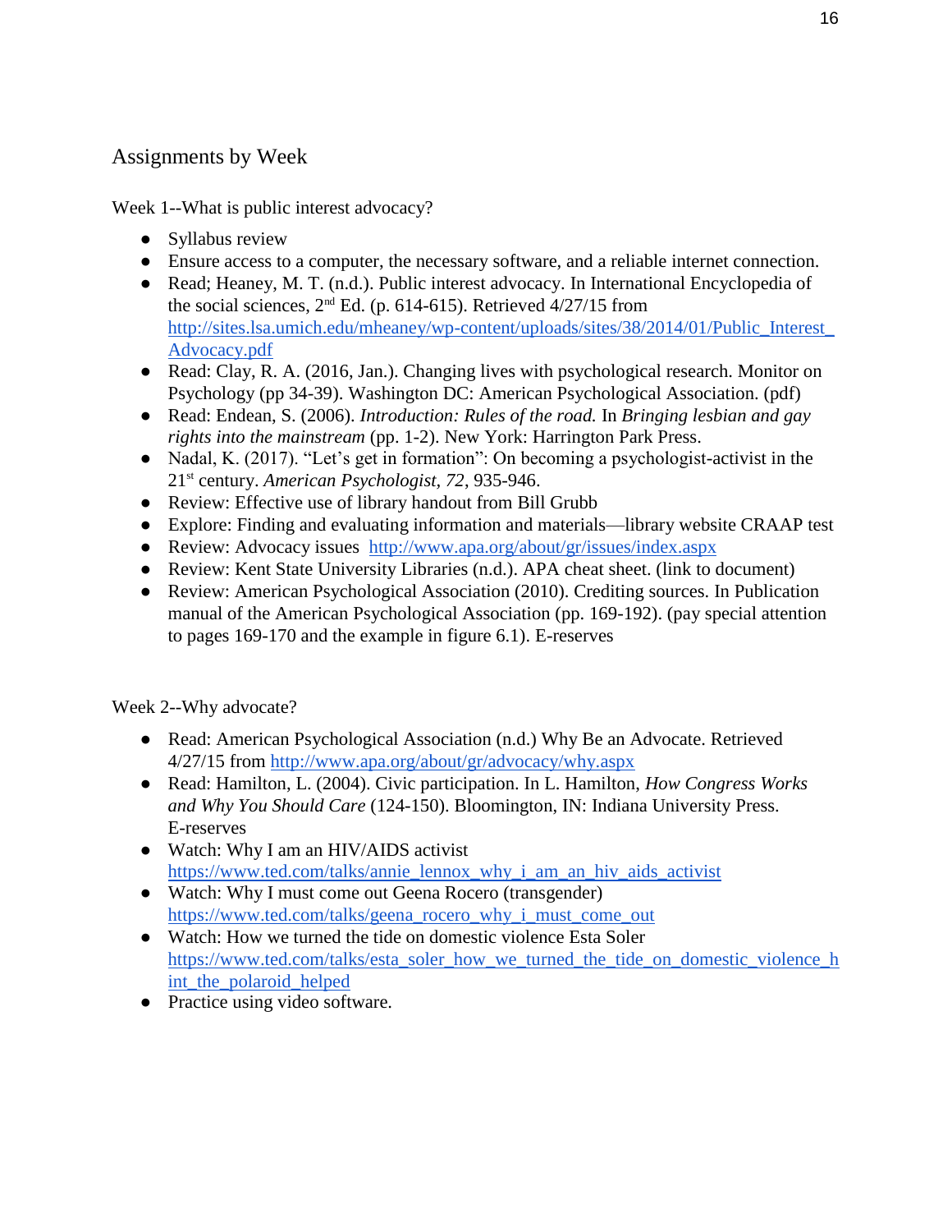## Assignments by Week

Week 1--What is public interest advocacy?

- Syllabus review
- Ensure access to a computer, the necessary software, and a reliable internet connection.
- Read; Heaney, M. T. (n.d.). Public interest advocacy. In International Encyclopedia of the social sciences, 2nd Ed. (p. 614-615). Retrieved 4/27/15 from http://sites.lsa.umich.edu/mheaney/wp-content/uploads/sites/38/2014/01/Public_Interest_Advocacy.pdf
- Read: Clay, R. A. (2016, Jan.). Changing lives with psychological research. Monitor on Psychology (pp 34-39). Washington DC: American Psychological Association. (pdf)
- Read: Endean, S. (2006). *Introduction: Rules of the road.* In *Bringing lesbian and gay rights into the mainstream* (pp. 1-2). New York: Harrington Park Press.
- Nadal, K. (2017). "Let's get in formation": On becoming a psychologist-activist in the 21st century. *American Psychologist, 72*, 935-946.
- Review: Effective use of library handout from Bill Grubb
- Explore: Finding and evaluating information and materials—library website CRAAP test
- Review: Advocacy issues http://www.apa.org/about/gr/issues/index.aspx
- Review: Kent State University Libraries (n.d.). APA cheat sheet. (link to document)
- Review: American Psychological Association (2010). Crediting sources. In Publication manual of the American Psychological Association (pp. 169-192). (pay special attention to pages 169-170 and the example in figure 6.1). E-reserves

Week 2--Why advocate?

- Read: American Psychological Association (n.d.) Why Be an Advocate. Retrieved 4/27/15 from http://www.apa.org/about/gr/advocacy/why.aspx
- Read: Hamilton, L. (2004). Civic participation. In L. Hamilton, *How Congress Works and Why You Should Care* (124-150). Bloomington, IN: Indiana University Press. E-reserves
- Watch: Why I am an HIV/AIDS activist https://www.ted.com/talks/annie_lennox_why_i_am_an_hiv_aids_activist
- Watch: Why I must come out Geena Rocero (transgender) https://www.ted.com/talks/geena_rocero_why_i_must_come_out
- Watch: How we turned the tide on domestic violence Esta Soler https://www.ted.com/talks/esta_soler_how_we_turned_the_tide_on_domestic_violence_hint_the_polaroid_helped
- Practice using video software.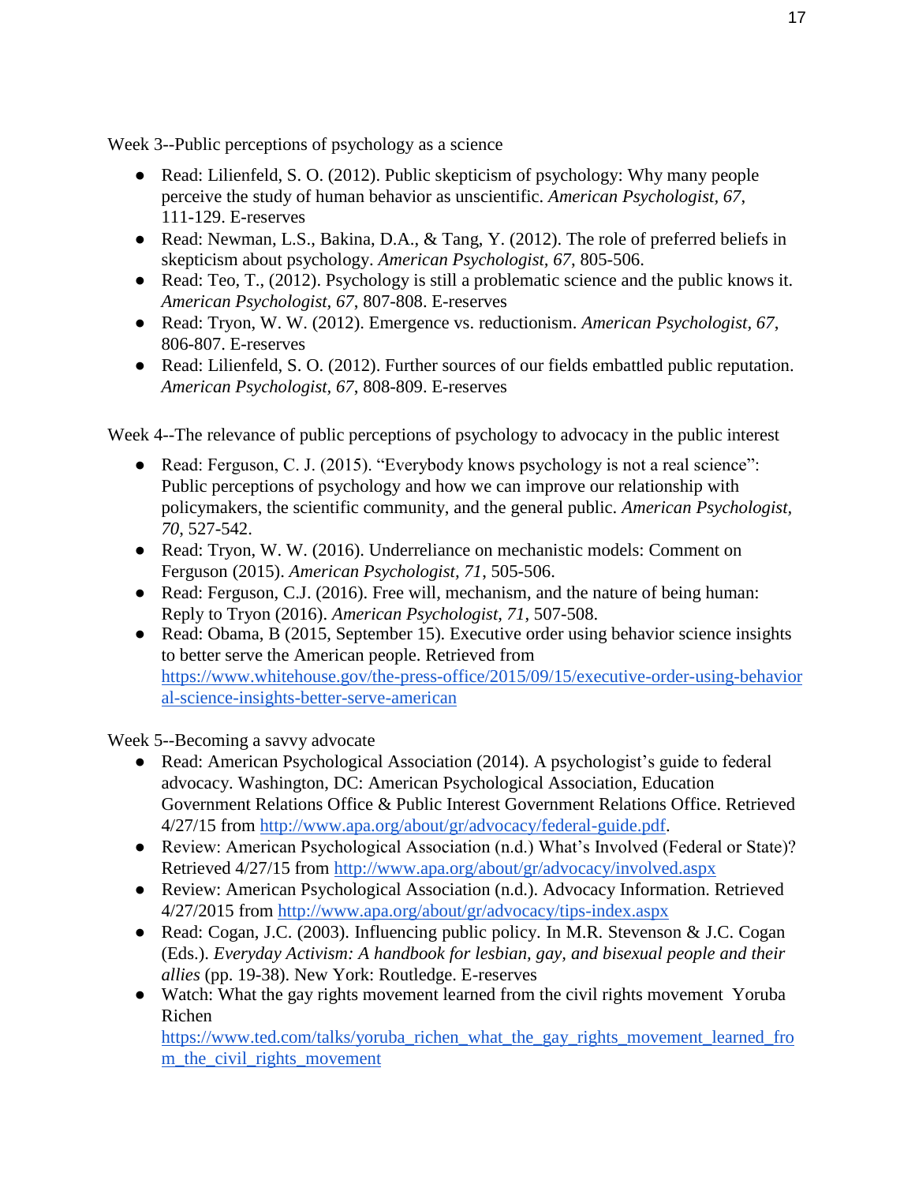Week 3--Public perceptions of psychology as a science

- Read: Lilienfeld, S. O. (2012). Public skepticism of psychology: Why many people perceive the study of human behavior as unscientific. *American Psychologist*, *67*, 111-129. E-reserves
- Read: Newman, L.S., Bakina, D.A., & Tang, Y. (2012). The role of preferred beliefs in skepticism about psychology. *American Psychologist*, *67*, 805-506.
- Read: Teo, T., (2012). Psychology is still a problematic science and the public knows it. *American Psychologist, 67*, 807-808. E-reserves
- Read: Tryon, W. W. (2012). Emergence vs. reductionism. *American Psychologist, 67*, 806-807. E-reserves
- Read: Lilienfeld, S. O. (2012). Further sources of our fields embattled public reputation. *American Psychologist, 67*, 808-809. E-reserves

Week 4--The relevance of public perceptions of psychology to advocacy in the public interest

- Read: Ferguson, C. J. (2015). "Everybody knows psychology is not a real science": Public perceptions of psychology and how we can improve our relationship with policymakers, the scientific community, and the general public. *American Psychologist, 70*, 527-542.
- Read: Tryon, W. W. (2016). Underreliance on mechanistic models: Comment on Ferguson (2015). *American Psychologist, 71*, 505-506.
- Read: Ferguson, C.J. (2016). Free will, mechanism, and the nature of being human: Reply to Tryon (2016). *American Psychologist, 71*, 507-508.
- Read: Obama, B (2015, September 15). Executive order using behavior science insights to better serve the American people. Retrieved from https://www.whitehouse.gov/the-press-office/2015/09/15/executive-order-using-behavioral-science-insights-better-serve-american

Week 5--Becoming a savvy advocate

- Read: American Psychological Association (2014). A psychologist's guide to federal advocacy. Washington, DC: American Psychological Association, Education Government Relations Office & Public Interest Government Relations Office. Retrieved 4/27/15 from http://www.apa.org/about/gr/advocacy/federal-guide.pdf.
- Review: American Psychological Association (n.d.) What's Involved (Federal or State)? Retrieved 4/27/15 from http://www.apa.org/about/gr/advocacy/involved.aspx
- Review: American Psychological Association (n.d.). Advocacy Information. Retrieved 4/27/2015 from http://www.apa.org/about/gr/advocacy/tips-index.aspx
- Read: Cogan, J.C. (2003). Influencing public policy. In M.R. Stevenson & J.C. Cogan (Eds.). *Everyday Activism: A handbook for lesbian, gay, and bisexual people and their allies* (pp. 19-38). New York: Routledge. E-reserves
- Watch: What the gay rights movement learned from the civil rights movement Yoruba Richen https://www.ted.com/talks/yoruba_richen_what_the_gay_rights_movement_learned_from_the_civil_rights_movement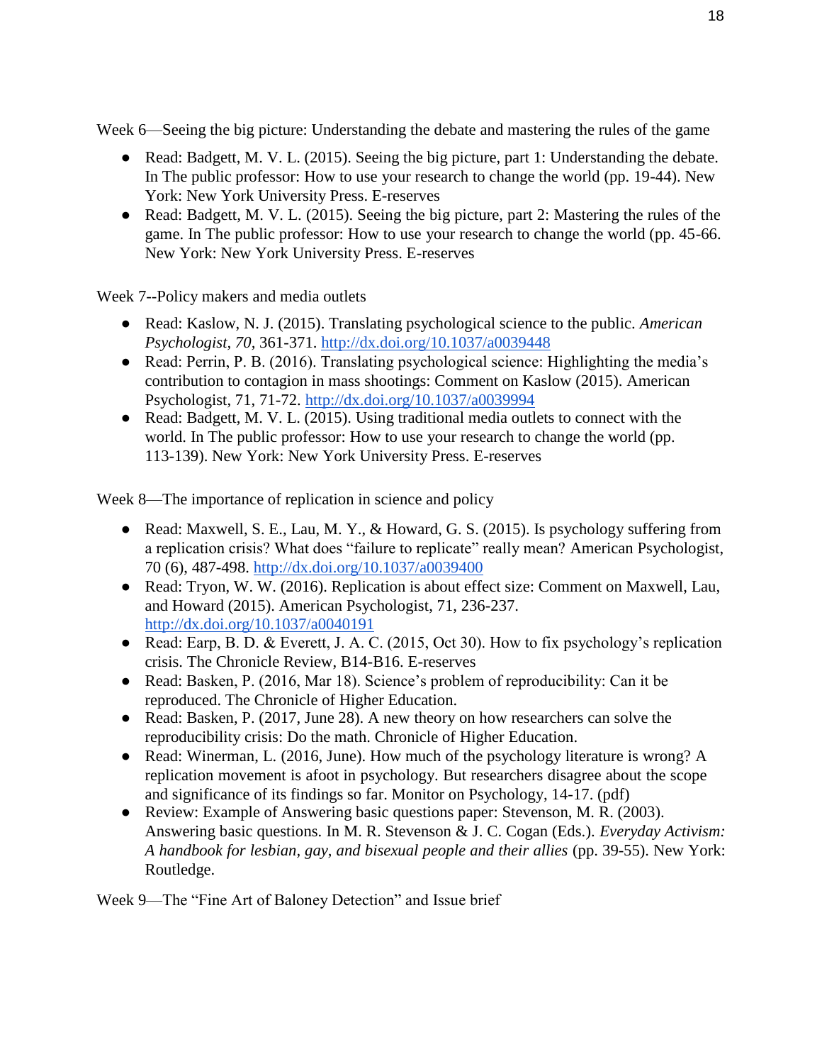Week 6—Seeing the big picture: Understanding the debate and mastering the rules of the game

- Read: Badgett, M. V. L. (2015). Seeing the big picture, part 1: Understanding the debate. In The public professor: How to use your research to change the world (pp. 19-44). New York: New York University Press. E-reserves
- Read: Badgett, M. V. L. (2015). Seeing the big picture, part 2: Mastering the rules of the game. In The public professor: How to use your research to change the world (pp. 45-66). New York: New York University Press. E-reserves

Week 7--Policy makers and media outlets

- Read: Kaslow, N. J. (2015). Translating psychological science to the public. *American Psychologist, 70,* 361-371. http://dx.doi.org/10.1037/a0039448
- Read: Perrin, P. B. (2016). Translating psychological science: Highlighting the media's contribution to contagion in mass shootings: Comment on Kaslow (2015). American Psychologist, 71, 71-72. http://dx.doi.org/10.1037/a0039994
- Read: Badgett, M. V. L. (2015). Using traditional media outlets to connect with the world. In The public professor: How to use your research to change the world (pp. 113-139). New York: New York University Press. E-reserves

Week 8—The importance of replication in science and policy

- Read: Maxwell, S. E., Lau, M. Y., & Howard, G. S. (2015). Is psychology suffering from a replication crisis? What does "failure to replicate" really mean? American Psychologist, 70 (6), 487-498. http://dx.doi.org/10.1037/a0039400
- Read: Tryon, W. W. (2016). Replication is about effect size: Comment on Maxwell, Lau, and Howard (2015). American Psychologist, 71, 236-237. http://dx.doi.org/10.1037/a0040191
- Read: Earp, B. D. & Everett, J. A. C. (2015, Oct 30). How to fix psychology's replication crisis. The Chronicle Review, B14-B16. E-reserves
- Read: Basken, P. (2016, Mar 18). Science's problem of reproducibility: Can it be reproduced. The Chronicle of Higher Education.
- Read: Basken, P. (2017, June 28). A new theory on how researchers can solve the reproducibility crisis: Do the math. Chronicle of Higher Education.
- Read: Winerman, L. (2016, June). How much of the psychology literature is wrong? A replication movement is afoot in psychology. But researchers disagree about the scope and significance of its findings so far. Monitor on Psychology, 14-17. (pdf)
- Review: Example of Answering basic questions paper: Stevenson, M. R. (2003). Answering basic questions. In M. R. Stevenson & J. C. Cogan (Eds.). *Everyday Activism: A handbook for lesbian, gay, and bisexual people and their allies* (pp. 39-55). New York: Routledge.

Week 9—The "Fine Art of Baloney Detection" and Issue brief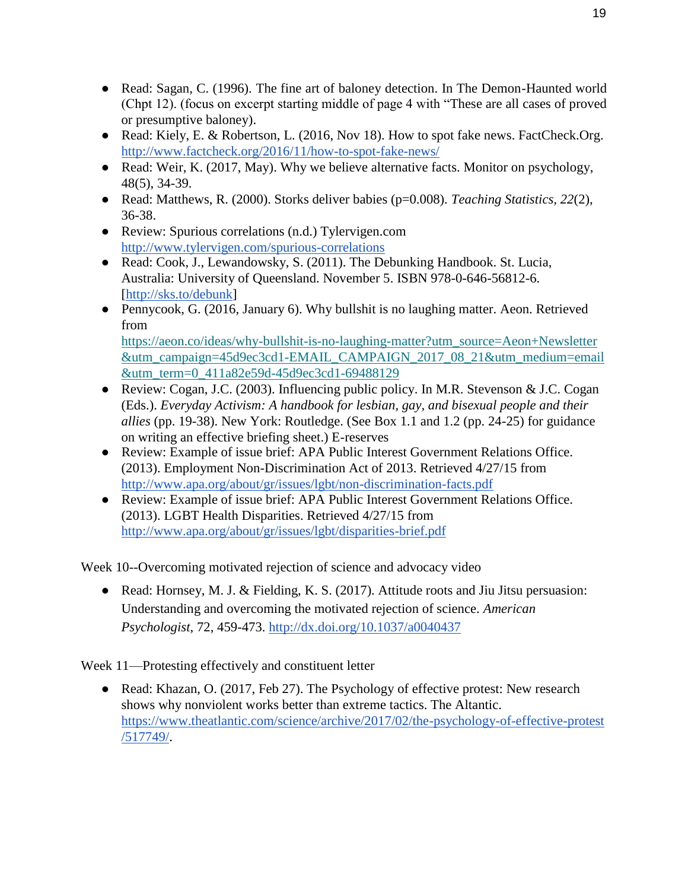- Read: Sagan, C. (1996). The fine art of baloney detection. In The Demon-Haunted world (Chpt 12). (focus on excerpt starting middle of page 4 with "These are all cases of proved or presumptive baloney).
- Read: Kiely, E. & Robertson, L. (2016, Nov 18). How to spot fake news. FactCheck.Org. http://www.factcheck.org/2016/11/how-to-spot-fake-news/
- Read: Weir, K. (2017, May). Why we believe alternative facts. Monitor on psychology, 48(5), 34-39.
- Read: Matthews, R. (2000). Storks deliver babies (p=0.008). *Teaching Statistics*, *22*(2), 36-38.
- Review: Spurious correlations (n.d.) Tylervigen.com http://www.tylervigen.com/spurious-correlations
- Read: Cook, J., Lewandowsky, S. (2011). The Debunking Handbook. St. Lucia, Australia: University of Queensland. November 5. ISBN 978-0-646-56812-6. [http://sks.to/debunk]
- Pennycook, G. (2016, January 6). Why bullshit is no laughing matter. Aeon. Retrieved from https://aeon.co/ideas/why-bullshit-is-no-laughing-matter?utm_source=Aeon+Newsletter&utm_campaign=45d9ec3cd1-EMAIL_CAMPAIGN_2017_08_21&utm_medium=email&utm_term=0_411a82e59d-45d9ec3cd1-69488129
- Review: Cogan, J.C. (2003). Influencing public policy. In M.R. Stevenson & J.C. Cogan (Eds.). *Everyday Activism: A handbook for lesbian, gay, and bisexual people and their allies* (pp. 19-38). New York: Routledge. (See Box 1.1 and 1.2 (pp. 24-25) for guidance on writing an effective briefing sheet.) E-reserves
- Review: Example of issue brief: APA Public Interest Government Relations Office. (2013). Employment Non-Discrimination Act of 2013. Retrieved 4/27/15 from http://www.apa.org/about/gr/issues/lgbt/non-discrimination-facts.pdf
- Review: Example of issue brief: APA Public Interest Government Relations Office. (2013). LGBT Health Disparities. Retrieved 4/27/15 from http://www.apa.org/about/gr/issues/lgbt/disparities-brief.pdf

Week 10--Overcoming motivated rejection of science and advocacy video

- Read: Hornsey, M. J. & Fielding, K. S. (2017). Attitude roots and Jiu Jitsu persuasion: Understanding and overcoming the motivated rejection of science. *American Psychologist*, 72, 459-473. http://dx.doi.org/10.1037/a0040437

Week 11—Protesting effectively and constituent letter

- Read: Khazan, O. (2017, Feb 27). The Psychology of effective protest: New research shows why nonviolent works better than extreme tactics. The Altantic. https://www.theatlantic.com/science/archive/2017/02/the-psychology-of-effective-protest/517749/.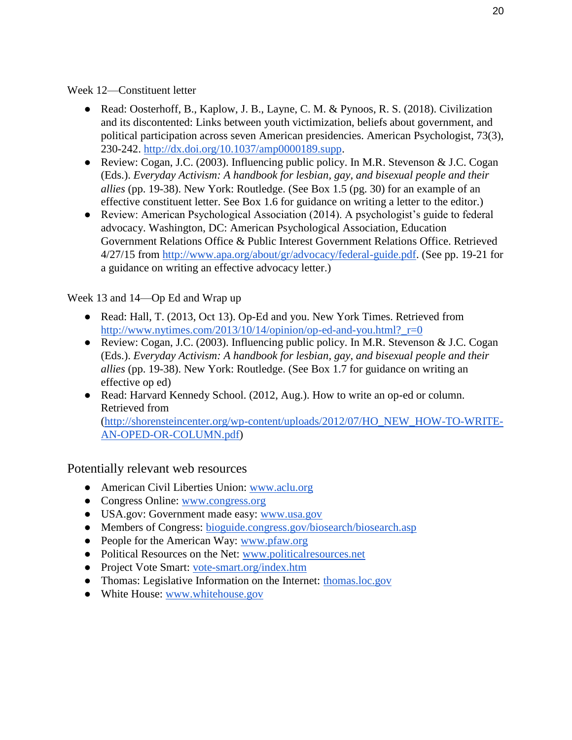Week 12—Constituent letter

- Read: Oosterhoff, B., Kaplow, J. B., Layne, C. M. & Pynoos, R. S. (2018). Civilization and its discontented: Links between youth victimization, beliefs about government, and political participation across seven American presidencies. American Psychologist, 73(3), 230-242. http://dx.doi.org/10.1037/amp0000189.supp.
- Review: Cogan, J.C. (2003). Influencing public policy. In M.R. Stevenson & J.C. Cogan (Eds.). *Everyday Activism: A handbook for lesbian, gay, and bisexual people and their allies* (pp. 19-38). New York: Routledge. (See Box 1.5 (pg. 30) for an example of an effective constituent letter. See Box 1.6 for guidance on writing a letter to the editor.)
- Review: American Psychological Association (2014). A psychologist's guide to federal advocacy. Washington, DC: American Psychological Association, Education Government Relations Office & Public Interest Government Relations Office. Retrieved 4/27/15 from http://www.apa.org/about/gr/advocacy/federal-guide.pdf. (See pp. 19-21 for a guidance on writing an effective advocacy letter.)

Week 13 and 14—Op Ed and Wrap up

- Read: Hall, T. (2013, Oct 13). Op-Ed and you. New York Times. Retrieved from http://www.nytimes.com/2013/10/14/opinion/op-ed-and-you.html?_r=0
- Review: Cogan, J.C. (2003). Influencing public policy. In M.R. Stevenson & J.C. Cogan (Eds.). *Everyday Activism: A handbook for lesbian, gay, and bisexual people and their allies* (pp. 19-38). New York: Routledge. (See Box 1.7 for guidance on writing an effective op ed)
- Read: Harvard Kennedy School. (2012, Aug.). How to write an op-ed or column. Retrieved from (http://shorensteincenter.org/wp-content/uploads/2012/07/HO_NEW_HOW-TO-WRITE-AN-OPED-OR-COLUMN.pdf)

## Potentially relevant web resources

- American Civil Liberties Union: www.aclu.org
- Congress Online: www.congress.org
- USA.gov: Government made easy: www.usa.gov
- Members of Congress: bioguide.congress.gov/biosearch/biosearch.asp
- People for the American Way: www.pfaw.org
- Political Resources on the Net: www.politicalresources.net
- Project Vote Smart: vote-smart.org/index.htm
- Thomas: Legislative Information on the Internet: thomas.loc.gov
- White House: www.whitehouse.gov